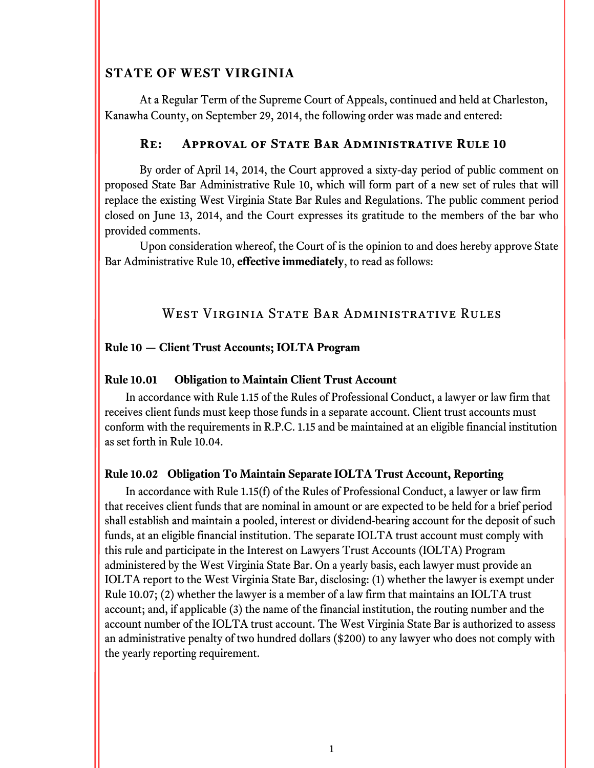## STATE OF WEST VIRGINIA

At a Regular Term of the Supreme Court of Appeals, continued and held at Charleston, Kanawha County, on September 29, 2014, the following order was made and entered:

### Re: Approval of State Bar Administrative Rule 10

By order of April 14, 2014, the Court approved a sixty-day period of public comment on proposed State Bar Administrative Rule 10, which will form part of a new set of rules that will replace the existing West Virginia State Bar Rules and Regulations. The public comment period closed on June 13, 2014, and the Court expresses its gratitude to the members of the bar who provided comments.

Upon consideration whereof, the Court of is the opinion to and does hereby approve State Bar Administrative Rule 10, **effective immediately**, to read as follows:

# West Virginia State Bar Administrative Rules

## Rule 10 — Client Trust Accounts; IOLTA Program

### Rule 10.01 Obligation to Maintain Client Trust Account

In accordance with Rule 1.15 of the Rules of Professional Conduct, a lawyer or law firm that receives client funds must keep those funds in a separate account. Client trust accounts must conform with the requirements in R.P.C. 1.15 and be maintained at an eligible financial institution as set forth in Rule 10.04.

### Rule 10.02 Obligation To Maintain Separate IOLTA Trust Account, Reporting

In accordance with Rule 1.15(f) of the Rules of Professional Conduct, a lawyer or law firm that receives client funds that are nominal in amount or are expected to be held for a brief period shall establish and maintain a pooled, interest or dividend-bearing account for the deposit of such funds, at an eligible financial institution. The separate IOLTA trust account must comply with this rule and participate in the Interest on Lawyers Trust Accounts (IOLTA) Program administered by the West Virginia State Bar. On a yearly basis, each lawyer must provide an IOLTA report to the West Virginia State Bar, disclosing: (1) whether the lawyer is exempt under Rule 10.07; (2) whether the lawyer is a member of a law firm that maintains an IOLTA trust account; and, if applicable (3) the name of the financial institution, the routing number and the account number of the IOLTA trust account. The West Virginia State Bar is authorized to assess an administrative penalty of two hundred dollars ($200) to any lawyer who does not comply with the yearly reporting requirement.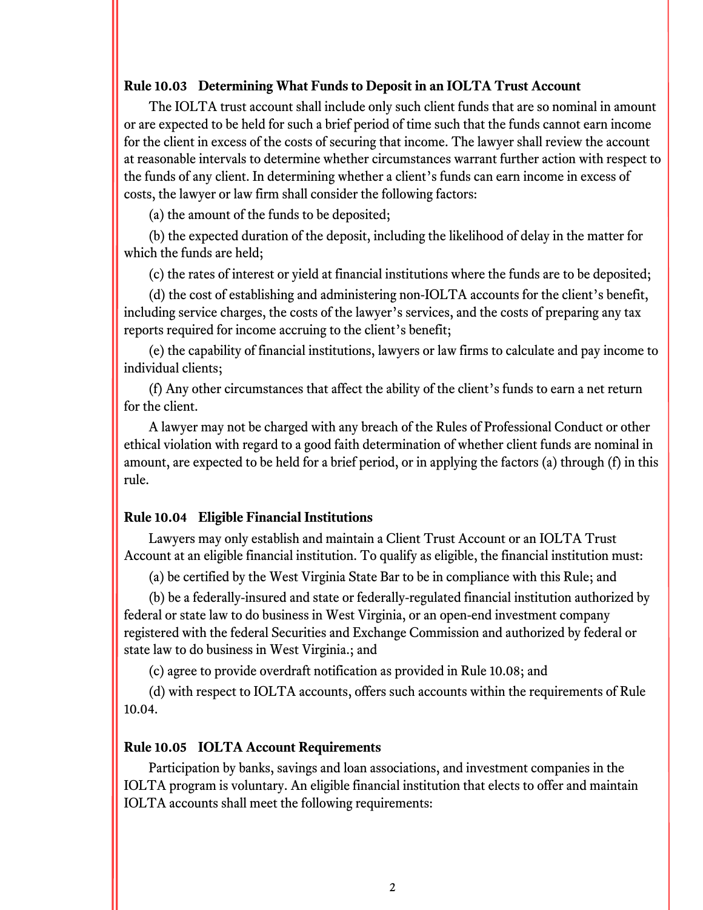### Rule 10.03 Determining What Funds to Deposit in an IOLTA Trust Account

The IOLTA trust account shall include only such client funds that are so nominal in amount or are expected to be held for such a brief period of time such that the funds cannot earn income for the client in excess of the costs of securing that income. The lawyer shall review the account at reasonable intervals to determine whether circumstances warrant further action with respect to the funds of any client. In determining whether a client's funds can earn income in excess of costs, the lawyer or law firm shall consider the following factors:

(a) the amount of the funds to be deposited;

(b) the expected duration of the deposit, including the likelihood of delay in the matter for which the funds are held;

(c) the rates of interest or yield at financial institutions where the funds are to be deposited;

(d) the cost of establishing and administering non-IOLTA accounts for the client's benefit, including service charges, the costs of the lawyer's services, and the costs of preparing any tax reports required for income accruing to the client's benefit;

(e) the capability of financial institutions, lawyers or law firms to calculate and pay income to individual clients;

(f) Any other circumstances that affect the ability of the client's funds to earn a net return for the client.

A lawyer may not be charged with any breach of the Rules of Professional Conduct or other ethical violation with regard to a good faith determination of whether client funds are nominal in amount, are expected to be held for a brief period, or in applying the factors (a) through (f) in this rule.

### Rule 10.04 Eligible Financial Institutions

Lawyers may only establish and maintain a Client Trust Account or an IOLTA Trust Account at an eligible financial institution. To qualify as eligible, the financial institution must:

(a) be certified by the West Virginia State Bar to be in compliance with this Rule; and

(b) be a federally-insured and state or federally-regulated financial institution authorized by federal or state law to do business in West Virginia, or an open-end investment company registered with the federal Securities and Exchange Commission and authorized by federal or state law to do business in West Virginia.; and

(c) agree to provide overdraft notification as provided in Rule 10.08; and

(d) with respect to IOLTA accounts, offers such accounts within the requirements of Rule 10.04.

### Rule 10.05 IOLTA Account Requirements

Participation by banks, savings and loan associations, and investment companies in the IOLTA program is voluntary. An eligible financial institution that elects to offer and maintain IOLTA accounts shall meet the following requirements: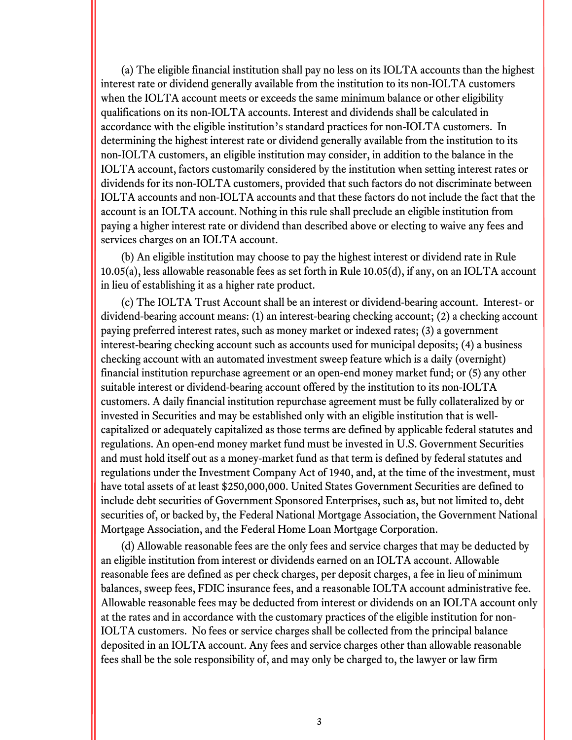(a) The eligible financial institution shall pay no less on its IOLTA accounts than the highest interest rate or dividend generally available from the institution to its non-IOLTA customers when the IOLTA account meets or exceeds the same minimum balance or other eligibility qualifications on its non-IOLTA accounts. Interest and dividends shall be calculated in accordance with the eligible institution's standard practices for non-IOLTA customers. In determining the highest interest rate or dividend generally available from the institution to its non-IOLTA customers, an eligible institution may consider, in addition to the balance in the IOLTA account, factors customarily considered by the institution when setting interest rates or dividends for its non-IOLTA customers, provided that such factors do not discriminate between IOLTA accounts and non-IOLTA accounts and that these factors do not include the fact that the account is an IOLTA account. Nothing in this rule shall preclude an eligible institution from paying a higher interest rate or dividend than described above or electing to waive any fees and services charges on an IOLTA account.

(b) An eligible institution may choose to pay the highest interest or dividend rate in Rule 10.05(a), less allowable reasonable fees as set forth in Rule 10.05(d), if any, on an IOLTA account in lieu of establishing it as a higher rate product.

(c) The IOLTA Trust Account shall be an interest or dividend-bearing account. Interest- or dividend-bearing account means: (1) an interest-bearing checking account; (2) a checking account paying preferred interest rates, such as money market or indexed rates; (3) a government interest-bearing checking account such as accounts used for municipal deposits; (4) a business checking account with an automated investment sweep feature which is a daily (overnight) financial institution repurchase agreement or an open-end money market fund; or (5) any other suitable interest or dividend-bearing account offered by the institution to its non-IOLTA customers. A daily financial institution repurchase agreement must be fully collateralized by or invested in Securities and may be established only with an eligible institution that is well-capitalized or adequately capitalized as those terms are defined by applicable federal statutes and regulations. An open-end money market fund must be invested in U.S. Government Securities and must hold itself out as a money-market fund as that term is defined by federal statutes and regulations under the Investment Company Act of 1940, and, at the time of the investment, must have total assets of at least $250,000,000. United States Government Securities are defined to include debt securities of Government Sponsored Enterprises, such as, but not limited to, debt securities of, or backed by, the Federal National Mortgage Association, the Government National Mortgage Association, and the Federal Home Loan Mortgage Corporation.

(d) Allowable reasonable fees are the only fees and service charges that may be deducted by an eligible institution from interest or dividends earned on an IOLTA account. Allowable reasonable fees are defined as per check charges, per deposit charges, a fee in lieu of minimum balances, sweep fees, FDIC insurance fees, and a reasonable IOLTA account administrative fee. Allowable reasonable fees may be deducted from interest or dividends on an IOLTA account only at the rates and in accordance with the customary practices of the eligible institution for non-IOLTA customers. No fees or service charges shall be collected from the principal balance deposited in an IOLTA account. Any fees and service charges other than allowable reasonable fees shall be the sole responsibility of, and may only be charged to, the lawyer or law firm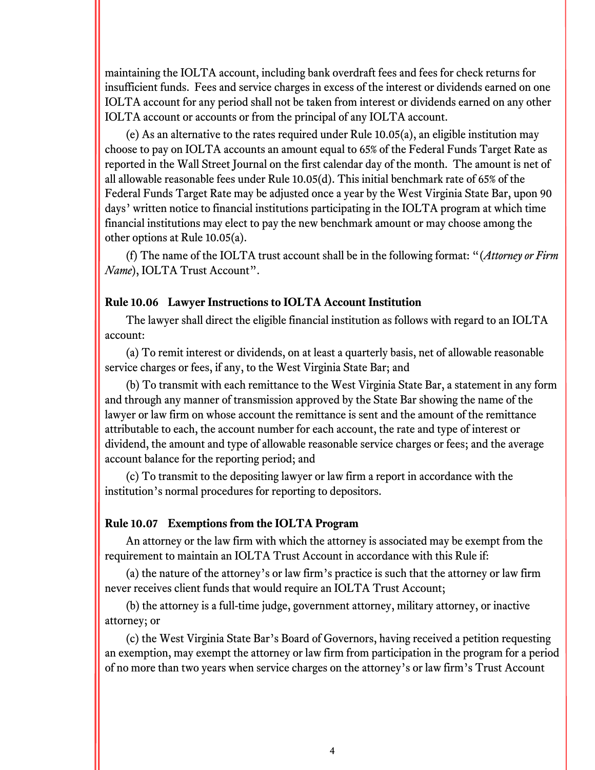maintaining the IOLTA account, including bank overdraft fees and fees for check returns for insufficient funds. Fees and service charges in excess of the interest or dividends earned on one IOLTA account for any period shall not be taken from interest or dividends earned on any other IOLTA account or accounts or from the principal of any IOLTA account.

(e) As an alternative to the rates required under Rule 10.05(a), an eligible institution may choose to pay on IOLTA accounts an amount equal to 65% of the Federal Funds Target Rate as reported in the Wall Street Journal on the first calendar day of the month. The amount is net of all allowable reasonable fees under Rule 10.05(d). This initial benchmark rate of 65% of the Federal Funds Target Rate may be adjusted once a year by the West Virginia State Bar, upon 90 days' written notice to financial institutions participating in the IOLTA program at which time financial institutions may elect to pay the new benchmark amount or may choose among the other options at Rule 10.05(a).

(f) The name of the IOLTA trust account shall be in the following format: "(*Attorney or Firm Name*), IOLTA Trust Account".

**Rule 10.06 Lawyer Instructions to IOLTA Account Institution**

The lawyer shall direct the eligible financial institution as follows with regard to an IOLTA account:

(a) To remit interest or dividends, on at least a quarterly basis, net of allowable reasonable service charges or fees, if any, to the West Virginia State Bar; and

(b) To transmit with each remittance to the West Virginia State Bar, a statement in any form and through any manner of transmission approved by the State Bar showing the name of the lawyer or law firm on whose account the remittance is sent and the amount of the remittance attributable to each, the account number for each account, the rate and type of interest or dividend, the amount and type of allowable reasonable service charges or fees; and the average account balance for the reporting period; and

(c) To transmit to the depositing lawyer or law firm a report in accordance with the institution's normal procedures for reporting to depositors.

**Rule 10.07 Exemptions from the IOLTA Program**

An attorney or the law firm with which the attorney is associated may be exempt from the requirement to maintain an IOLTA Trust Account in accordance with this Rule if:

(a) the nature of the attorney's or law firm's practice is such that the attorney or law firm never receives client funds that would require an IOLTA Trust Account;

(b) the attorney is a full-time judge, government attorney, military attorney, or inactive attorney; or

(c) the West Virginia State Bar's Board of Governors, having received a petition requesting an exemption, may exempt the attorney or law firm from participation in the program for a period of no more than two years when service charges on the attorney's or law firm's Trust Account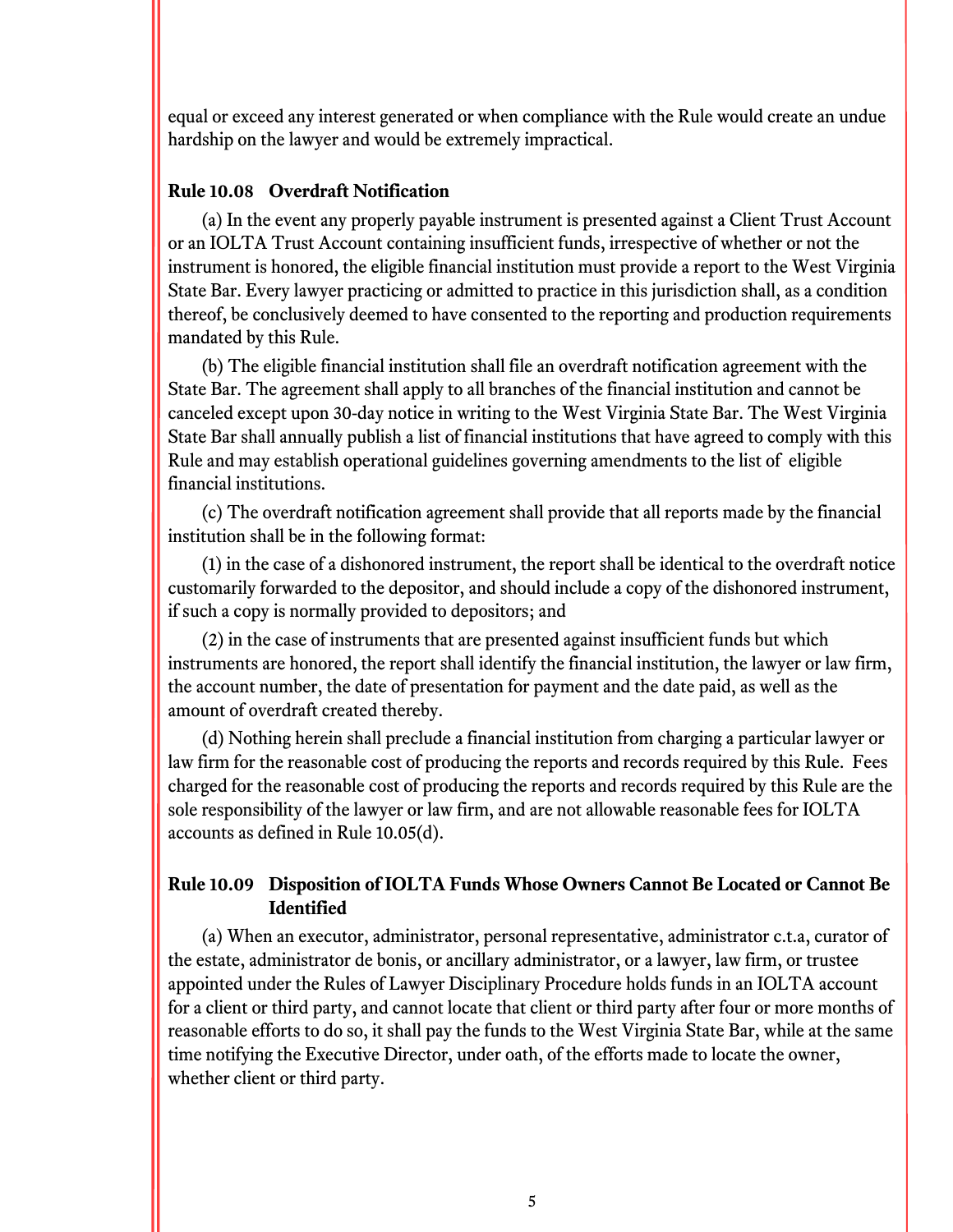equal or exceed any interest generated or when compliance with the Rule would create an undue hardship on the lawyer and would be extremely impractical.

### Rule 10.08 Overdraft Notification

(a) In the event any properly payable instrument is presented against a Client Trust Account or an IOLTA Trust Account containing insufficient funds, irrespective of whether or not the instrument is honored, the eligible financial institution must provide a report to the West Virginia State Bar. Every lawyer practicing or admitted to practice in this jurisdiction shall, as a condition thereof, be conclusively deemed to have consented to the reporting and production requirements mandated by this Rule.

(b) The eligible financial institution shall file an overdraft notification agreement with the State Bar. The agreement shall apply to all branches of the financial institution and cannot be canceled except upon 30-day notice in writing to the West Virginia State Bar. The West Virginia State Bar shall annually publish a list of financial institutions that have agreed to comply with this Rule and may establish operational guidelines governing amendments to the list of eligible financial institutions.

(c) The overdraft notification agreement shall provide that all reports made by the financial institution shall be in the following format:

(1) in the case of a dishonored instrument, the report shall be identical to the overdraft notice customarily forwarded to the depositor, and should include a copy of the dishonored instrument, if such a copy is normally provided to depositors; and

(2) in the case of instruments that are presented against insufficient funds but which instruments are honored, the report shall identify the financial institution, the lawyer or law firm, the account number, the date of presentation for payment and the date paid, as well as the amount of overdraft created thereby.

(d) Nothing herein shall preclude a financial institution from charging a particular lawyer or law firm for the reasonable cost of producing the reports and records required by this Rule. Fees charged for the reasonable cost of producing the reports and records required by this Rule are the sole responsibility of the lawyer or law firm, and are not allowable reasonable fees for IOLTA accounts as defined in Rule 10.05(d).

### Rule 10.09 Disposition of IOLTA Funds Whose Owners Cannot Be Located or Cannot Be Identified

(a) When an executor, administrator, personal representative, administrator c.t.a, curator of the estate, administrator de bonis, or ancillary administrator, or a lawyer, law firm, or trustee appointed under the Rules of Lawyer Disciplinary Procedure holds funds in an IOLTA account for a client or third party, and cannot locate that client or third party after four or more months of reasonable efforts to do so, it shall pay the funds to the West Virginia State Bar, while at the same time notifying the Executive Director, under oath, of the efforts made to locate the owner, whether client or third party.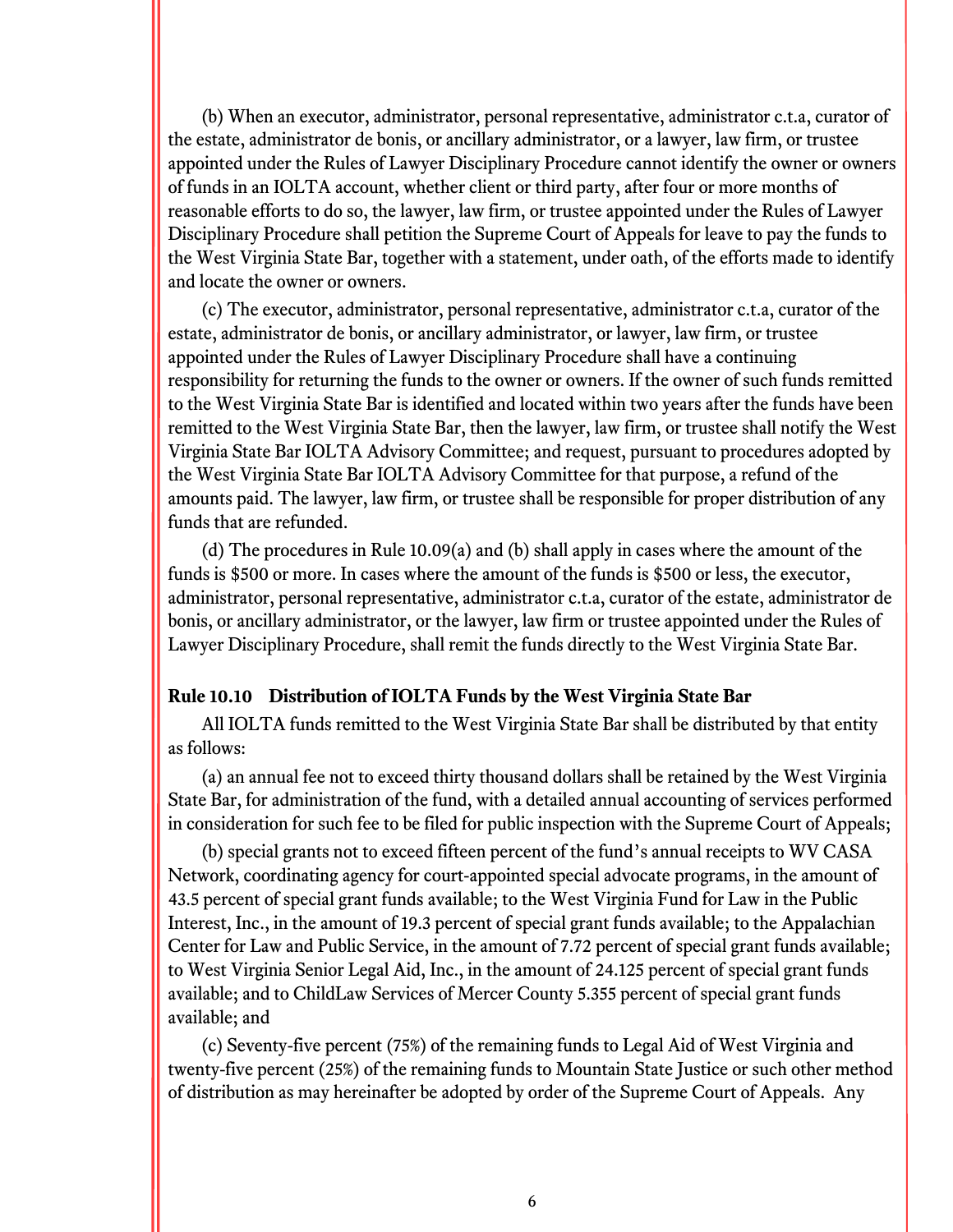(b) When an executor, administrator, personal representative, administrator c.t.a, curator of the estate, administrator de bonis, or ancillary administrator, or a lawyer, law firm, or trustee appointed under the Rules of Lawyer Disciplinary Procedure cannot identify the owner or owners of funds in an IOLTA account, whether client or third party, after four or more months of reasonable efforts to do so, the lawyer, law firm, or trustee appointed under the Rules of Lawyer Disciplinary Procedure shall petition the Supreme Court of Appeals for leave to pay the funds to the West Virginia State Bar, together with a statement, under oath, of the efforts made to identify and locate the owner or owners.

(c) The executor, administrator, personal representative, administrator c.t.a, curator of the estate, administrator de bonis, or ancillary administrator, or lawyer, law firm, or trustee appointed under the Rules of Lawyer Disciplinary Procedure shall have a continuing responsibility for returning the funds to the owner or owners. If the owner of such funds remitted to the West Virginia State Bar is identified and located within two years after the funds have been remitted to the West Virginia State Bar, then the lawyer, law firm, or trustee shall notify the West Virginia State Bar IOLTA Advisory Committee; and request, pursuant to procedures adopted by the West Virginia State Bar IOLTA Advisory Committee for that purpose, a refund of the amounts paid. The lawyer, law firm, or trustee shall be responsible for proper distribution of any funds that are refunded.

(d) The procedures in Rule 10.09(a) and (b) shall apply in cases where the amount of the funds is $500 or more. In cases where the amount of the funds is $500 or less, the executor, administrator, personal representative, administrator c.t.a, curator of the estate, administrator de bonis, or ancillary administrator, or the lawyer, law firm or trustee appointed under the Rules of Lawyer Disciplinary Procedure, shall remit the funds directly to the West Virginia State Bar.

**Rule 10.10 Distribution of IOLTA Funds by the West Virginia State Bar**

All IOLTA funds remitted to the West Virginia State Bar shall be distributed by that entity as follows:

(a) an annual fee not to exceed thirty thousand dollars shall be retained by the West Virginia State Bar, for administration of the fund, with a detailed annual accounting of services performed in consideration for such fee to be filed for public inspection with the Supreme Court of Appeals;

(b) special grants not to exceed fifteen percent of the fund's annual receipts to WV CASA Network, coordinating agency for court-appointed special advocate programs, in the amount of 43.5 percent of special grant funds available; to the West Virginia Fund for Law in the Public Interest, Inc., in the amount of 19.3 percent of special grant funds available; to the Appalachian Center for Law and Public Service, in the amount of 7.72 percent of special grant funds available; to West Virginia Senior Legal Aid, Inc., in the amount of 24.125 percent of special grant funds available; and to ChildLaw Services of Mercer County 5.355 percent of special grant funds available; and

(c) Seventy-five percent (75%) of the remaining funds to Legal Aid of West Virginia and twenty-five percent (25%) of the remaining funds to Mountain State Justice or such other method of distribution as may hereinafter be adopted by order of the Supreme Court of Appeals. Any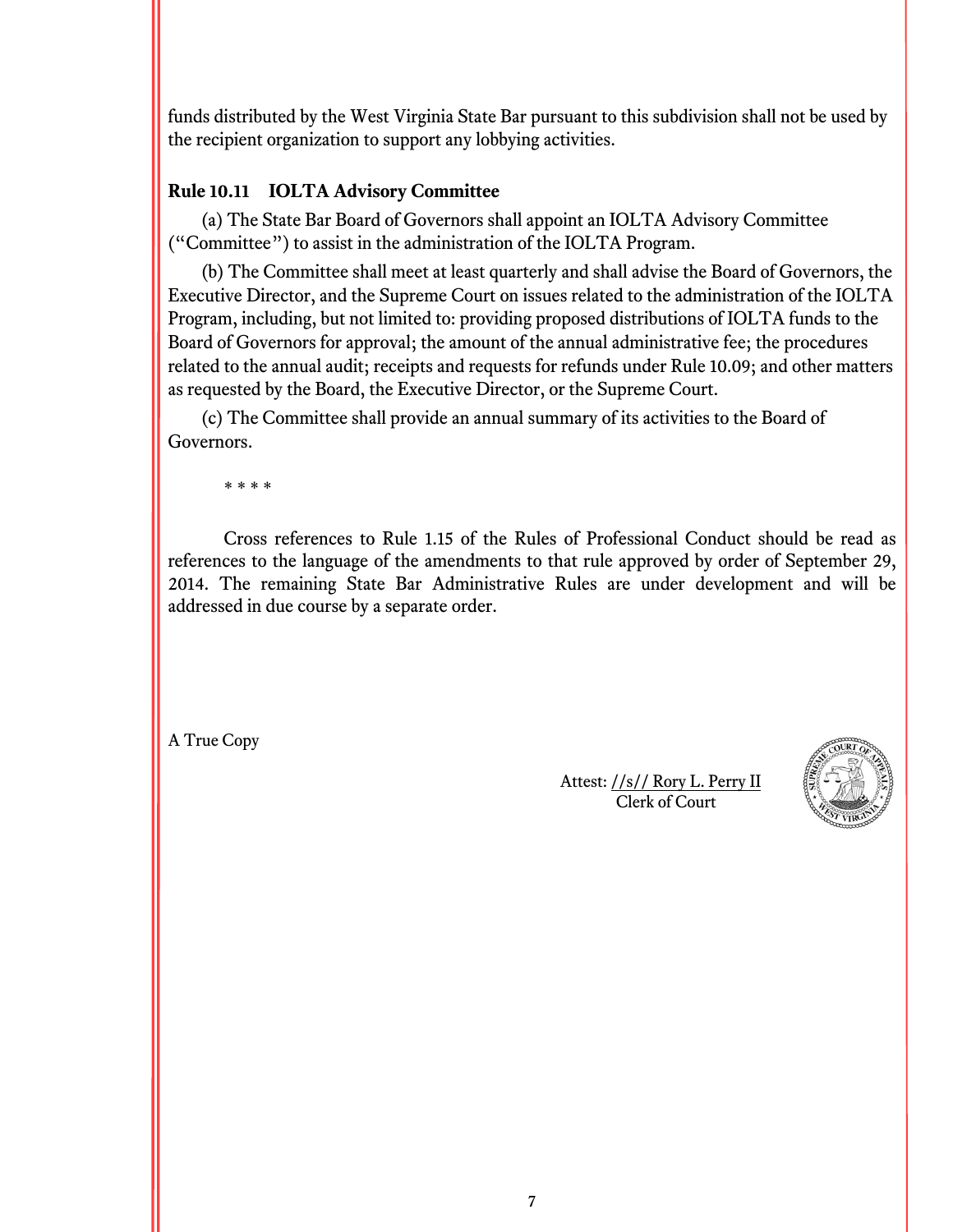funds distributed by the West Virginia State Bar pursuant to this subdivision shall not be used by the recipient organization to support any lobbying activities.

**Rule 10.11 IOLTA Advisory Committee**

(a) The State Bar Board of Governors shall appoint an IOLTA Advisory Committee ("Committee") to assist in the administration of the IOLTA Program.

(b) The Committee shall meet at least quarterly and shall advise the Board of Governors, the Executive Director, and the Supreme Court on issues related to the administration of the IOLTA Program, including, but not limited to: providing proposed distributions of IOLTA funds to the Board of Governors for approval; the amount of the annual administrative fee; the procedures related to the annual audit; receipts and requests for refunds under Rule 10.09; and other matters as requested by the Board, the Executive Director, or the Supreme Court.

(c) The Committee shall provide an annual summary of its activities to the Board of Governors.

\* \* \* \*

Cross references to Rule 1.15 of the Rules of Professional Conduct should be read as references to the language of the amendments to that rule approved by order of September 29, 2014. The remaining State Bar Administrative Rules are under development and will be addressed in due course by a separate order.

A True Copy

Attest: //s// Rory L. Perry II
Clerk of Court